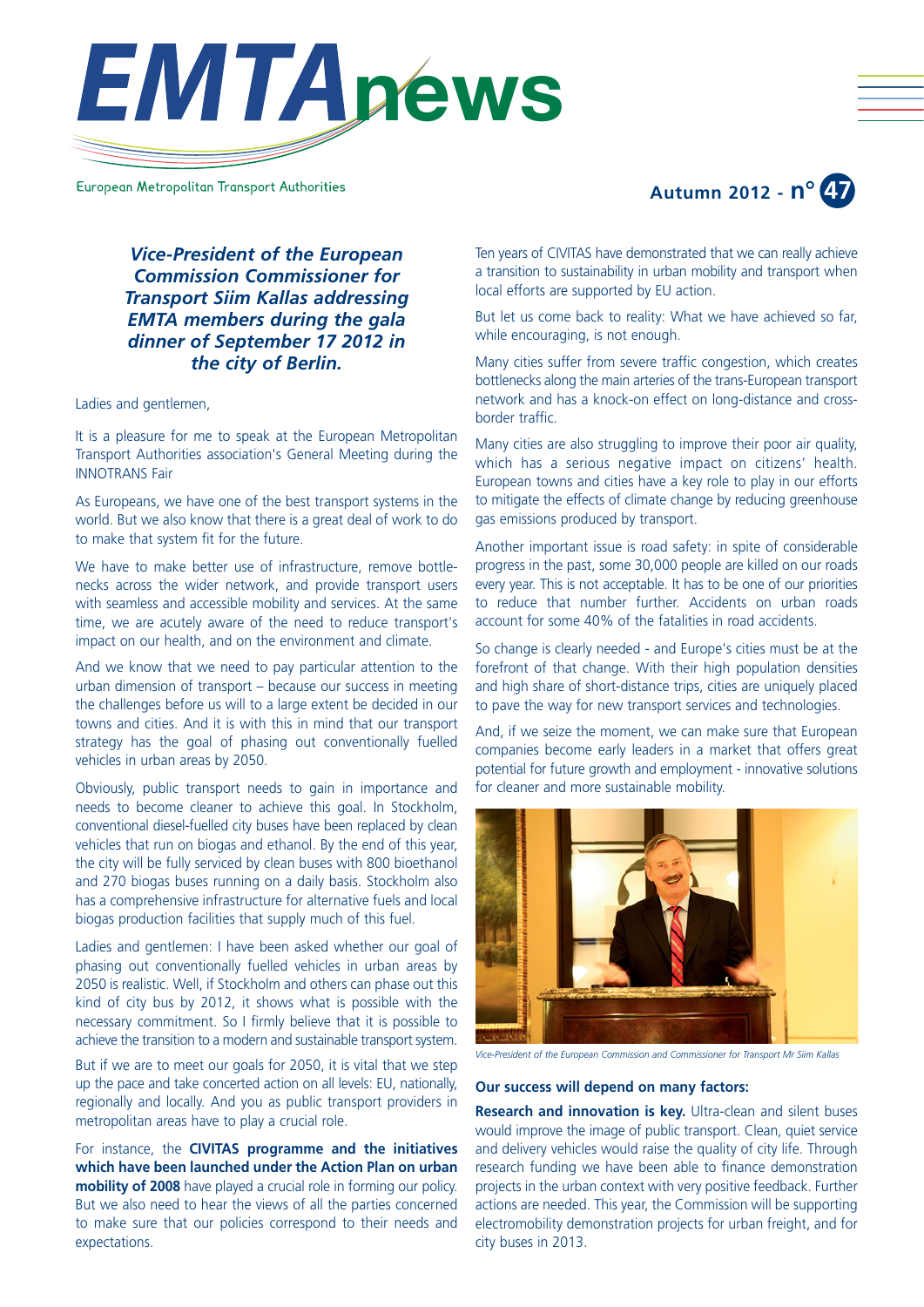# EMTAnews

European Metropolitan Transport Authorities

**Autumn 2012 - n° 47**

***Vice-President of the European Commission Commissioner for Transport Siim Kallas addressing EMTA members during the gala dinner of September 17 2012 in the city of Berlin.***

Ladies and gentlemen,

It is a pleasure for me to speak at the European Metropolitan Transport Authorities association's General Meeting during the INNOTRANS Fair

As Europeans, we have one of the best transport systems in the world. But we also know that there is a great deal of work to do to make that system fit for the future.

We have to make better use of infrastructure, remove bottlenecks across the wider network, and provide transport users with seamless and accessible mobility and services. At the same time, we are acutely aware of the need to reduce transport's impact on our health, and on the environment and climate.

And we know that we need to pay particular attention to the urban dimension of transport – because our success in meeting the challenges before us will to a large extent be decided in our towns and cities. And it is with this in mind that our transport strategy has the goal of phasing out conventionally fuelled vehicles in urban areas by 2050.

Obviously, public transport needs to gain in importance and needs to become cleaner to achieve this goal. In Stockholm, conventional diesel-fuelled city buses have been replaced by clean vehicles that run on biogas and ethanol. By the end of this year, the city will be fully serviced by clean buses with 800 bioethanol and 270 biogas buses running on a daily basis. Stockholm also has a comprehensive infrastructure for alternative fuels and local biogas production facilities that supply much of this fuel.

Ladies and gentlemen: I have been asked whether our goal of phasing out conventionally fuelled vehicles in urban areas by 2050 is realistic. Well, if Stockholm and others can phase out this kind of city bus by 2012, it shows what is possible with the necessary commitment. So I firmly believe that it is possible to achieve the transition to a modern and sustainable transport system.

But if we are to meet our goals for 2050, it is vital that we step up the pace and take concerted action on all levels: EU, nationally, regionally and locally. And you as public transport providers in metropolitan areas have to play a crucial role.

For instance, the **CIVITAS programme and the initiatives which have been launched under the Action Plan on urban mobility of 2008** have played a crucial role in forming our policy. But we also need to hear the views of all the parties concerned to make sure that our policies correspond to their needs and expectations.

Ten years of CIVITAS have demonstrated that we can really achieve a transition to sustainability in urban mobility and transport when local efforts are supported by EU action.

But let us come back to reality: What we have achieved so far, while encouraging, is not enough.

Many cities suffer from severe traffic congestion, which creates bottlenecks along the main arteries of the trans-European transport network and has a knock-on effect on long-distance and cross-border traffic.

Many cities are also struggling to improve their poor air quality, which has a serious negative impact on citizens' health. European towns and cities have a key role to play in our efforts to mitigate the effects of climate change by reducing greenhouse gas emissions produced by transport.

Another important issue is road safety: in spite of considerable progress in the past, some 30,000 people are killed on our roads every year. This is not acceptable. It has to be one of our priorities to reduce that number further. Accidents on urban roads account for some 40% of the fatalities in road accidents.

So change is clearly needed - and Europe's cities must be at the forefront of that change. With their high population densities and high share of short-distance trips, cities are uniquely placed to pave the way for new transport services and technologies.

And, if we seize the moment, we can make sure that European companies become early leaders in a market that offers great potential for future growth and employment - innovative solutions for cleaner and more sustainable mobility.

*Vice-President of the European Commission and Commissioner for Transport Mr Siim Kallas*

**Our success will depend on many factors:**

**Research and innovation is key.** Ultra-clean and silent buses would improve the image of public transport. Clean, quiet service and delivery vehicles would raise the quality of city life. Through research funding we have been able to finance demonstration projects in the urban context with very positive feedback. Further actions are needed. This year, the Commission will be supporting electromobility demonstration projects for urban freight, and for city buses in 2013.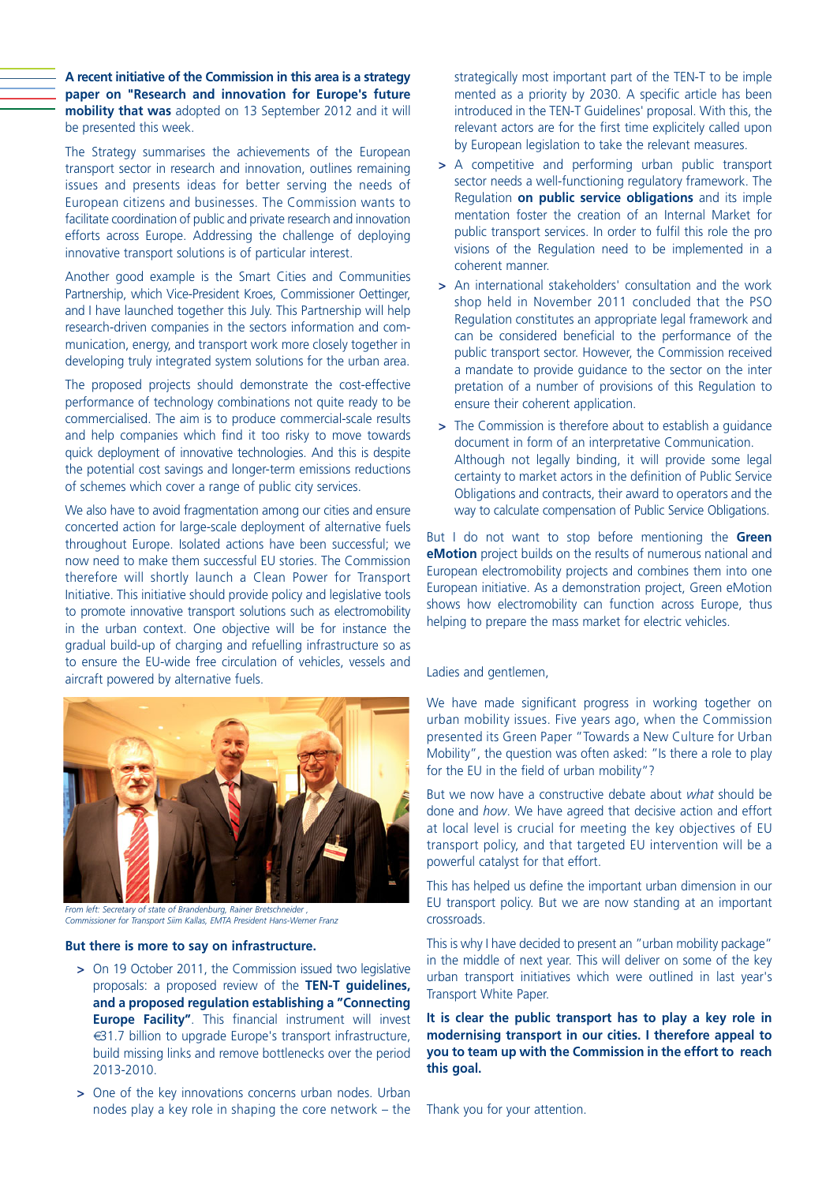**A recent initiative of the Commission in this area is a strategy paper on "Research and innovation for Europe's future mobility that was** adopted on 13 September 2012 and it will be presented this week.

The Strategy summarises the achievements of the European transport sector in research and innovation, outlines remaining issues and presents ideas for better serving the needs of European citizens and businesses. The Commission wants to facilitate coordination of public and private research and innovation efforts across Europe. Addressing the challenge of deploying innovative transport solutions is of particular interest.

Another good example is the Smart Cities and Communities Partnership, which Vice-President Kroes, Commissioner Oettinger, and I have launched together this July. This Partnership will help research-driven companies in the sectors information and communication, energy, and transport work more closely together in developing truly integrated system solutions for the urban area.

The proposed projects should demonstrate the cost-effective performance of technology combinations not quite ready to be commercialised. The aim is to produce commercial-scale results and help companies which find it too risky to move towards quick deployment of innovative technologies. And this is despite the potential cost savings and longer-term emissions reductions of schemes which cover a range of public city services.

We also have to avoid fragmentation among our cities and ensure concerted action for large-scale deployment of alternative fuels throughout Europe. Isolated actions have been successful; we now need to make them successful EU stories. The Commission therefore will shortly launch a Clean Power for Transport Initiative. This initiative should provide policy and legislative tools to promote innovative transport solutions such as electromobility in the urban context. One objective will be for instance the gradual build-up of charging and refuelling infrastructure so as to ensure the EU-wide free circulation of vehicles, vessels and aircraft powered by alternative fuels.

*From left: Secretary of state of Brandenburg, Rainer Bretschneider , Commissioner for Transport Siim Kallas, EMTA President Hans-Werner Franz*

**But there is more to say on infrastructure.**

- On 19 October 2011, the Commission issued two legislative proposals: a proposed review of the **TEN-T guidelines, and a proposed regulation establishing a "Connecting Europe Facility"**. This financial instrument will invest €31.7 billion to upgrade Europe's transport infrastructure, build missing links and remove bottlenecks over the period 2013-2010.
- One of the key innovations concerns urban nodes. Urban nodes play a key role in shaping the core network – the strategically most important part of the TEN-T to be implemented as a priority by 2030. A specific article has been introduced in the TEN-T Guidelines' proposal. With this, the relevant actors are for the first time explicitly called upon by European legislation to take the relevant measures.
- A competitive and performing urban public transport sector needs a well-functioning regulatory framework. The Regulation **on public service obligations** and its implementation foster the creation of an Internal Market for public transport services. In order to fulfil this role the provisions of the Regulation need to be implemented in a coherent manner.
- An international stakeholders' consultation and the workshop held in November 2011 concluded that the PSO Regulation constitutes an appropriate legal framework and can be considered beneficial to the performance of the public transport sector. However, the Commission received a mandate to provide guidance to the sector on the interpretation of a number of provisions of this Regulation to ensure their coherent application.
- The Commission is therefore about to establish a guidance document in form of an interpretative Communication. Although not legally binding, it will provide some legal certainty to market actors in the definition of Public Service Obligations and contracts, their award to operators and the way to calculate compensation of Public Service Obligations.

But I do not want to stop before mentioning the **Green eMotion** project builds on the results of numerous national and European electromobility projects and combines them into one European initiative. As a demonstration project, Green eMotion shows how electromobility can function across Europe, thus helping to prepare the mass market for electric vehicles.

Ladies and gentlemen,

We have made significant progress in working together on urban mobility issues. Five years ago, when the Commission presented its Green Paper "Towards a New Culture for Urban Mobility", the question was often asked: "Is there a role to play for the EU in the field of urban mobility"?

But we now have a constructive debate about *what* should be done and *how*. We have agreed that decisive action and effort at local level is crucial for meeting the key objectives of EU transport policy, and that targeted EU intervention will be a powerful catalyst for that effort.

This has helped us define the important urban dimension in our EU transport policy. But we are now standing at an important crossroads.

This is why I have decided to present an "urban mobility package" in the middle of next year. This will deliver on some of the key urban transport initiatives which were outlined in last year's Transport White Paper.

**It is clear the public transport has to play a key role in modernising transport in our cities. I therefore appeal to you to team up with the Commission in the effort to reach this goal.**

Thank you for your attention.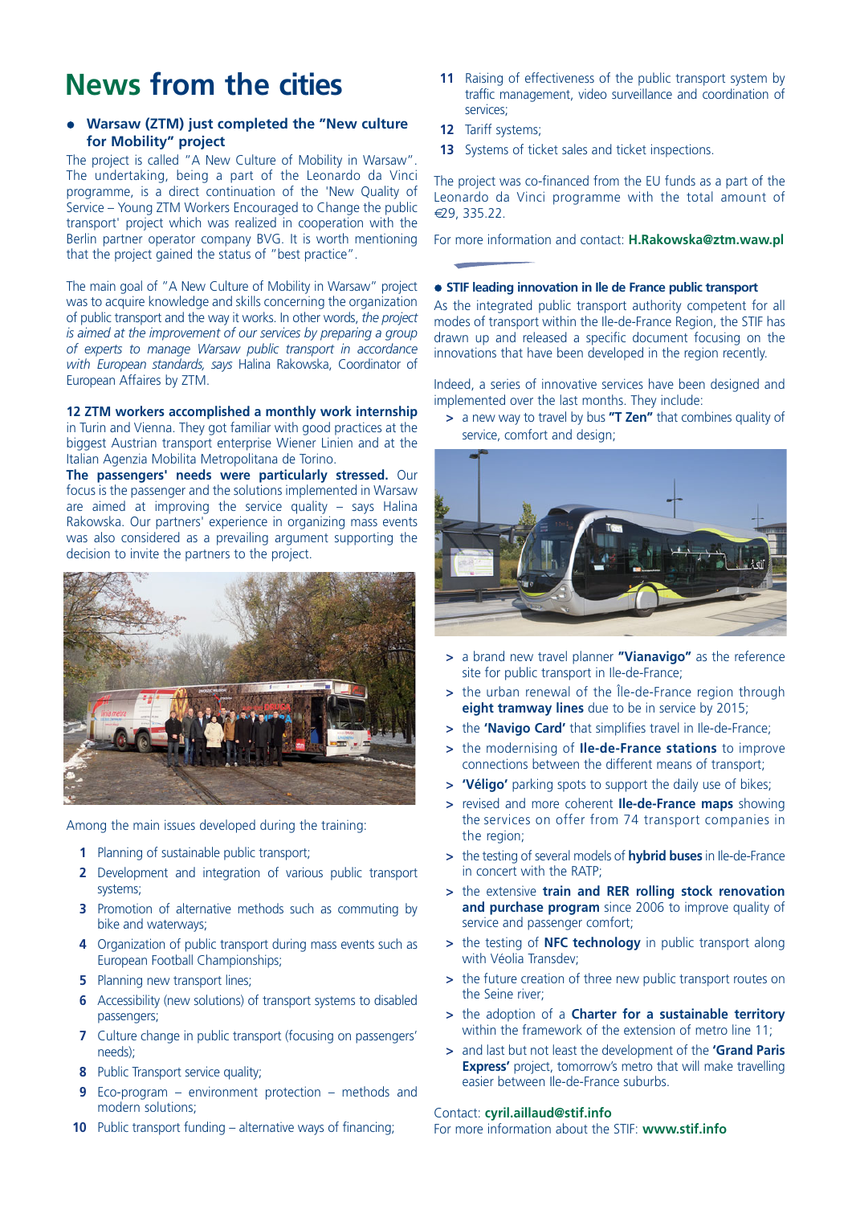# News from the cities

- **Warsaw (ZTM) just completed the "New culture for Mobility" project**

The project is called "A New Culture of Mobility in Warsaw". The undertaking, being a part of the Leonardo da Vinci programme, is a direct continuation of the 'New Quality of Service – Young ZTM Workers Encouraged to Change the public transport' project which was realized in cooperation with the Berlin partner operator company BVG. It is worth mentioning that the project gained the status of "best practice".

The main goal of "A New Culture of Mobility in Warsaw" project was to acquire knowledge and skills concerning the organization of public transport and the way it works. In other words, *the project is aimed at the improvement of our services by preparing a group of experts to manage Warsaw public transport in accordance with European standards, says* Halina Rakowska, Coordinator of European Affaires by ZTM.

**12 ZTM workers accomplished a monthly work internship** in Turin and Vienna. They got familiar with good practices at the biggest Austrian transport enterprise Wiener Linien and at the Italian Agenzia Mobilita Metropolitana de Torino.

**The passengers' needs were particularly stressed.** Our focus is the passenger and the solutions implemented in Warsaw are aimed at improving the service quality – says Halina Rakowska. Our partners' experience in organizing mass events was also considered as a prevailing argument supporting the decision to invite the partners to the project.

Among the main issues developed during the training:

1. Planning of sustainable public transport;
2. Development and integration of various public transport systems;
3. Promotion of alternative methods such as commuting by bike and waterways;
4. Organization of public transport during mass events such as European Football Championships;
5. Planning new transport lines;
6. Accessibility (new solutions) of transport systems to disabled passengers;
7. Culture change in public transport (focusing on passengers' needs);
8. Public Transport service quality;
9. Eco-program – environment protection – methods and modern solutions;
10. Public transport funding – alternative ways of financing;
11. Raising of effectiveness of the public transport system by traffic management, video surveillance and coordination of services;
12. Tariff systems;
13. Systems of ticket sales and ticket inspections.

The project was co-financed from the EU funds as a part of the Leonardo da Vinci programme with the total amount of €29, 335.22.

For more information and contact: **H.Rakowska@ztm.waw.pl**

- **STIF leading innovation in Ile de France public transport**

As the integrated public transport authority competent for all modes of transport within the Ile-de-France Region, the STIF has drawn up and released a specific document focusing on the innovations that have been developed in the region recently.

Indeed, a series of innovative services have been designed and implemented over the last months. They include:

> a new way to travel by bus **"T Zen"** that combines quality of service, comfort and design;

> a brand new travel planner **"Vianavigo"** as the reference site for public transport in Ile-de-France;

> the urban renewal of the Île-de-France region through **eight tramway lines** due to be in service by 2015;

> the **'Navigo Card'** that simplifies travel in Ile-de-France;

> the modernising of **Ile-de-France stations** to improve connections between the different means of transport;

> **'Véligo'** parking spots to support the daily use of bikes;

> revised and more coherent **Ile-de-France maps** showing the services on offer from 74 transport companies in the region;

> the testing of several models of **hybrid buses** in Ile-de-France in concert with the RATP;

> the extensive **train and RER rolling stock renovation and purchase program** since 2006 to improve quality of service and passenger comfort;

> the testing of **NFC technology** in public transport along with Véolia Transdev;

> the future creation of three new public transport routes on the Seine river;

> the adoption of a **Charter for a sustainable territory** within the framework of the extension of metro line 11;

> and last but not least the development of the **'Grand Paris Express'** project, tomorrow's metro that will make travelling easier between Ile-de-France suburbs.

Contact: **cyril.aillaud@stif.info**
For more information about the STIF: **www.stif.info**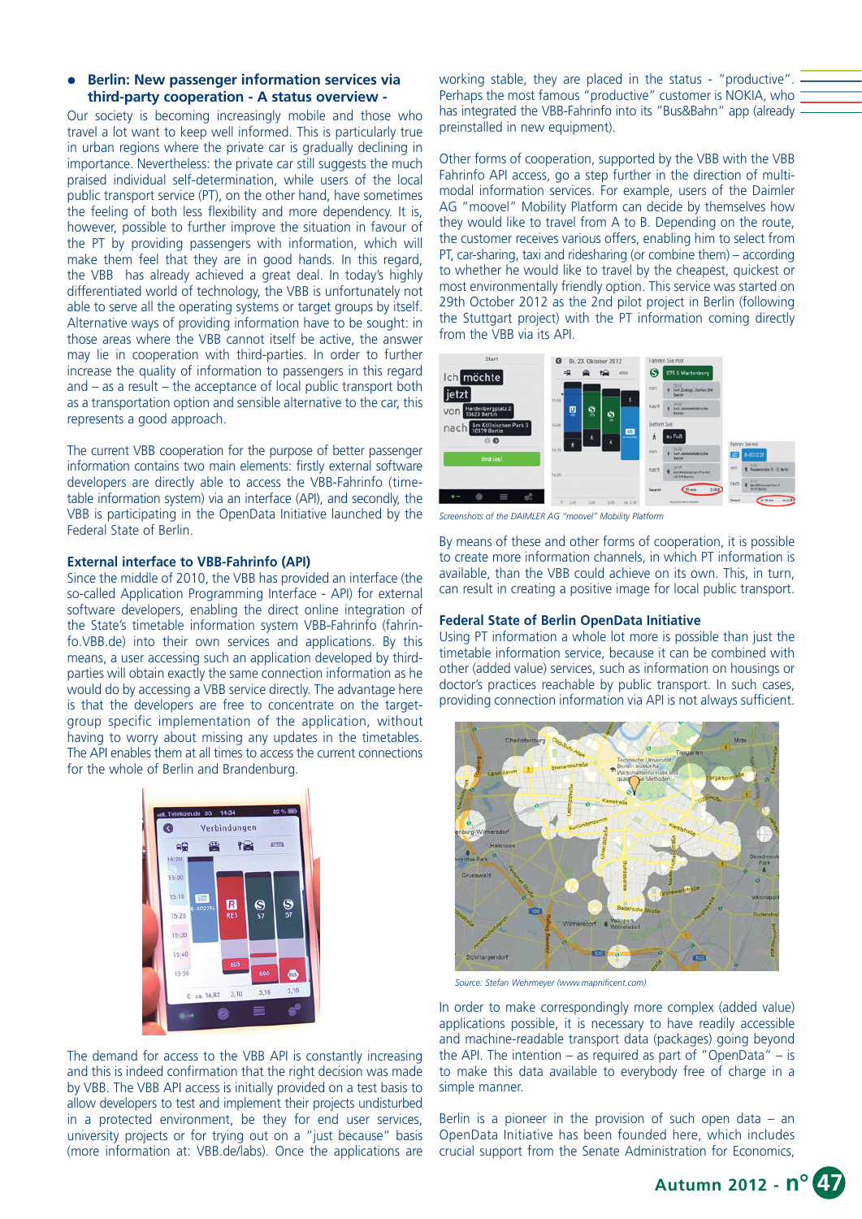## Berlin: New passenger information services via third-party cooperation - A status overview -

Our society is becoming increasingly mobile and those who travel a lot want to keep well informed. This is particularly true in urban regions where the private car is gradually declining in importance. Nevertheless: the private car still suggests the much praised individual self-determination, while users of the local public transport service (PT), on the other hand, have sometimes the feeling of both less flexibility and more dependency. It is, however, possible to further improve the situation in favour of the PT by providing passengers with information, which will make them feel that they are in good hands. In this regard, the VBB has already achieved a great deal. In today's highly differentiated world of technology, the VBB is unfortunately not able to serve all the operating systems or target groups by itself. Alternative ways of providing information have to be sought: in those areas where the VBB cannot itself be active, the answer may lie in cooperation with third-parties. In order to further increase the quality of information to passengers in this regard and – as a result – the acceptance of local public transport both as a transportation option and sensible alternative to the car, this represents a good approach.

The current VBB cooperation for the purpose of better passenger information contains two main elements: firstly external software developers are directly able to access the VBB-Fahrinfo (timetable information system) via an interface (API), and secondly, the VBB is participating in the OpenData Initiative launched by the Federal State of Berlin.

### External interface to VBB-Fahrinfo (API)

Since the middle of 2010, the VBB has provided an interface (the so-called Application Programming Interface - API) for external software developers, enabling the direct online integration of the State's timetable information system VBB-Fahrinfo (fahrinfo.VBB.de) into their own services and applications. By this means, a user accessing such an application developed by third-parties will obtain exactly the same connection information as he would do by accessing a VBB service directly. The advantage here is that the developers are free to concentrate on the target-group specific implementation of the application, without having to worry about missing any updates in the timetables. The API enables them at all times to access the current connections for the whole of Berlin and Brandenburg.

The demand for access to the VBB API is constantly increasing and this is indeed confirmation that the right decision was made by VBB. The VBB API access is initially provided on a test basis to allow developers to test and implement their projects undisturbed in a protected environment, be they for end user services, university projects or for trying out on a "just because" basis (more information at: VBB.de/labs). Once the applications are working stable, they are placed in the status - "productive". Perhaps the most famous "productive" customer is NOKIA, who has integrated the VBB-Fahrinfo into its "Bus&Bahn" app (already preinstalled in new equipment).

Other forms of cooperation, supported by the VBB with the VBB Fahrinfo API access, go a step further in the direction of multi-modal information services. For example, users of the Daimler AG "moovel" Mobility Platform can decide by themselves how they would like to travel from A to B. Depending on the route, the customer receives various offers, enabling him to select from PT, car-sharing, taxi and ridesharing (or combine them) – according to whether he would like to travel by the cheapest, quickest or most environmentally friendly option. This service was started on 29th October 2012 as the 2nd pilot project in Berlin (following the Stuttgart project) with the PT information coming directly from the VBB via its API.

*Screenshots of the DAIMLER AG "moovel" Mobility Platform*

By means of these and other forms of cooperation, it is possible to create more information channels, in which PT information is available, than the VBB could achieve on its own. This, in turn, can result in creating a positive image for local public transport.

### Federal State of Berlin OpenData Initiative

Using PT information a whole lot more is possible than just the timetable information service, because it can be combined with other (added value) services, such as information on housings or doctor's practices reachable by public transport. In such cases, providing connection information via API is not always sufficient.

*Source: Stefan Wehrmeyer (www.mapnificent.com)*

In order to make correspondingly more complex (added value) applications possible, it is necessary to have readily accessible and machine-readable transport data (packages) going beyond the API. The intention – as required as part of "OpenData" – is to make this data available to everybody free of charge in a simple manner.

Berlin is a pioneer in the provision of such open data – an OpenData Initiative has been founded here, which includes crucial support from the Senate Administration for Economics,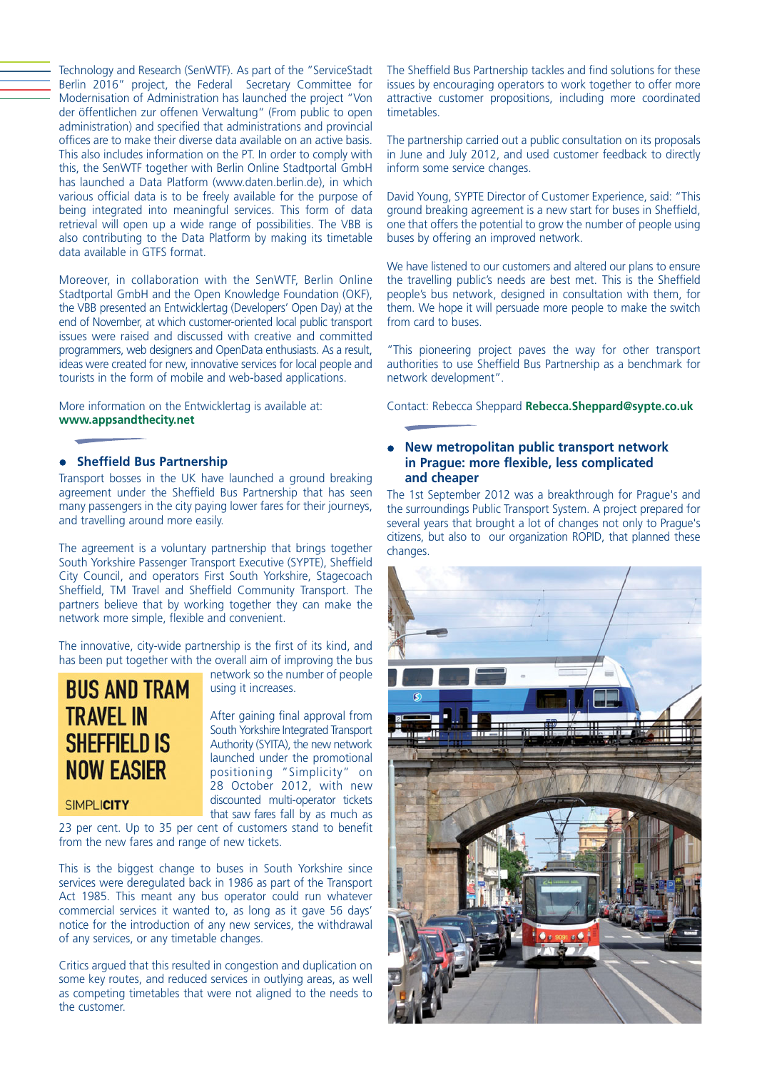Technology and Research (SenWTF). As part of the "ServiceStadt Berlin 2016" project, the Federal Secretary Committee for Modernisation of Administration has launched the project "Von der öffentlichen zur offenen Verwaltung" (From public to open administration) and specified that administrations and provincial offices are to make their diverse data available on an active basis. This also includes information on the PT. In order to comply with this, the SenWTF together with Berlin Online Stadtportal GmbH has launched a Data Platform (www.daten.berlin.de), in which various official data is to be freely available for the purpose of being integrated into meaningful services. This form of data retrieval will open up a wide range of possibilities. The VBB is also contributing to the Data Platform by making its timetable data available in GTFS format.

Moreover, in collaboration with the SenWTF, Berlin Online Stadtportal GmbH and the Open Knowledge Foundation (OKF), the VBB presented an Entwicklertag (Developers' Open Day) at the end of November, at which customer-oriented local public transport issues were raised and discussed with creative and committed programmers, web designers and OpenData enthusiasts. As a result, ideas were created for new, innovative services for local people and tourists in the form of mobile and web-based applications.

More information on the Entwicklertag is available at:
**www.appsandthecity.net**

## Sheffield Bus Partnership

Transport bosses in the UK have launched a ground breaking agreement under the Sheffield Bus Partnership that has seen many passengers in the city paying lower fares for their journeys, and travelling around more easily.

The agreement is a voluntary partnership that brings together South Yorkshire Passenger Transport Executive (SYPTE), Sheffield City Council, and operators First South Yorkshire, Stagecoach Sheffield, TM Travel and Sheffield Community Transport. The partners believe that by working together they can make the network more simple, flexible and convenient.

The innovative, city-wide partnership is the first of its kind, and has been put together with the overall aim of improving the bus network so the number of people using it increases.

**BUS AND TRAM TRAVEL IN SHEFFIELD IS NOW EASIER**

SIMPLI**CITY**

After gaining final approval from South Yorkshire Integrated Transport Authority (SYITA), the new network launched under the promotional positioning "Simplicity" on 28 October 2012, with new discounted multi-operator tickets that saw fares fall by as much as 23 per cent. Up to 35 per cent of customers stand to benefit from the new fares and range of new tickets.

This is the biggest change to buses in South Yorkshire since services were deregulated back in 1986 as part of the Transport Act 1985. This meant any bus operator could run whatever commercial services it wanted to, as long as it gave 56 days' notice for the introduction of any new services, the withdrawal of any services, or any timetable changes.

Critics argued that this resulted in congestion and duplication on some key routes, and reduced services in outlying areas, as well as competing timetables that were not aligned to the needs to the customer.

The Sheffield Bus Partnership tackles and find solutions for these issues by encouraging operators to work together to offer more attractive customer propositions, including more coordinated timetables.

The partnership carried out a public consultation on its proposals in June and July 2012, and used customer feedback to directly inform some service changes.

David Young, SYPTE Director of Customer Experience, said: "This ground breaking agreement is a new start for buses in Sheffield, one that offers the potential to grow the number of people using buses by offering an improved network.

We have listened to our customers and altered our plans to ensure the travelling public's needs are best met. This is the Sheffield people's bus network, designed in consultation with them, for them. We hope it will persuade more people to make the switch from card to buses.

"This pioneering project paves the way for other transport authorities to use Sheffield Bus Partnership as a benchmark for network development".

Contact: Rebecca Sheppard **Rebecca.Sheppard@sypte.co.uk**

## New metropolitan public transport network in Prague: more flexible, less complicated and cheaper

The 1st September 2012 was a breakthrough for Prague's and the surroundings Public Transport System. A project prepared for several years that brought a lot of changes not only to Prague's citizens, but also to our organization ROPID, that planned these changes.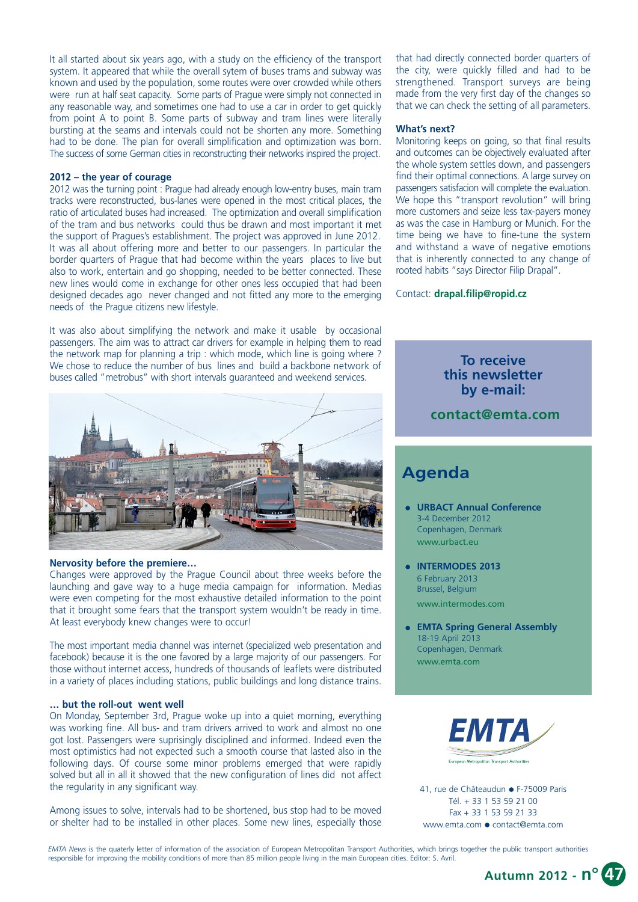It all started about six years ago, with a study on the efficiency of the transport system. It appeared that while the overall sytem of buses trams and subway was known and used by the population, some routes were over crowded while others were run at half seat capacity. Some parts of Prague were simply not connected in any reasonable way, and sometimes one had to use a car in order to get quickly from point A to point B. Some parts of subway and tram lines were literally bursting at the seams and intervals could not be shorten any more. Something had to be done. The plan for overall simplification and optimization was born. The success of some German cities in reconstructing their networks inspired the project.

**2012 – the year of courage**

2012 was the turning point : Prague had already enough low-entry buses, main tram tracks were reconstructed, bus-lanes were opened in the most critical places, the ratio of articulated buses had increased. The optimization and overall simplification of the tram and bus networks could thus be drawn and most important it met the support of Pragues's establishment. The project was approved in June 2012. It was all about offering more and better to our passengers. In particular the border quarters of Prague that had become within the years places to live but also to work, entertain and go shopping, needed to be better connected. These new lines would come in exchange for other ones less occupied that had been designed decades ago never changed and not fitted any more to the emerging needs of the Prague citizens new lifestyle.

It was also about simplifying the network and make it usable by occasional passengers. The aim was to attract car drivers for example in helping them to read the network map for planning a trip : which mode, which line is going where ? We chose to reduce the number of bus lines and build a backbone network of buses called "metrobus" with short intervals guaranteed and weekend services.

**Nervosity before the premiere…**

Changes were approved by the Prague Council about three weeks before the launching and gave way to a huge media campaign for information. Medias were even competing for the most exhaustive detailed information to the point that it brought some fears that the transport system wouldn't be ready in time. At least everybody knew changes were to occur!

The most important media channel was internet (specialized web presentation and facebook) because it is the one favored by a large majority of our passengers. For those without internet access, hundreds of thousands of leaflets were distributed in a variety of places including stations, public buildings and long distance trains.

**… but the roll-out went well**

On Monday, September 3rd, Prague woke up into a quiet morning, everything was working fine. All bus- and tram drivers arrived to work and almost no one got lost. Passengers were suprisingly disciplined and informed. Indeed even the most optimistics had not expected such a smooth course that lasted also in the following days. Of course some minor problems emerged that were rapidly solved but all in all it showed that the new configuration of lines did not affect the regularity in any significant way.

Among issues to solve, intervals had to be shortened, bus stop had to be moved or shelter had to be installed in other places. Some new lines, especially those that had directly connected border quarters of the city, were quickly filled and had to be strengthened. Transport surveys are being made from the very first day of the changes so that we can check the setting of all parameters.

**What's next?**

Monitoring keeps on going, so that final results and outcomes can be objectively evaluated after the whole system settles down, and passengers find their optimal connections. A large survey on passengers satisfacion will complete the evaluation. We hope this "transport revolution" will bring more customers and seize less tax-payers money as was the case in Hamburg or Munich. For the time being we have to fine-tune the system and withstand a wave of negative emotions that is inherently connected to any change of rooted habits "says Director Filip Drapal".

Contact: **drapal.filip@ropid.cz**

**To receive this newsletter by e-mail:**

**contact@emta.com**

## Agenda

- **URBACT Annual Conference**
  3-4 December 2012
  Copenhagen, Denmark
  www.urbact.eu
- **INTERMODES 2013**
  6 February 2013
  Brussel, Belgium
  www.intermodes.com
- **EMTA Spring General Assembly**
  18-19 April 2013
  Copenhagen, Denmark
  www.emta.com

EMTA
European Metropolitan Transport Authorities

41, rue de Châteaudun ● F-75009 Paris
Tél. + 33 1 53 59 21 00
Fax + 33 1 53 59 21 33
www.emta.com ● contact@emta.com

*EMTA News* is the quaterly letter of information of the association of European Metropolitan Transport Authorities, which brings together the public transport authorities responsible for improving the mobility conditions of more than 85 million people living in the main European cities. Editor: S. Avril.